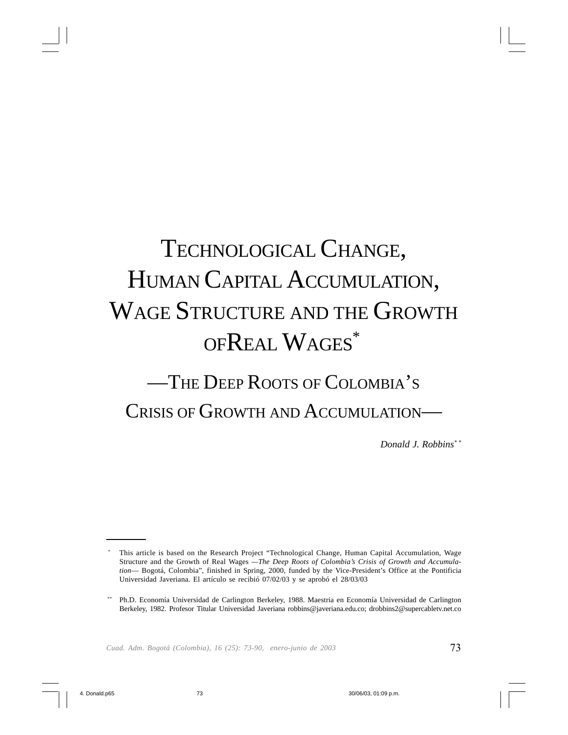# Technological Change, Human Capital Accumulation, Wage Structure and the Growth of Real Wages*

## —The Deep Roots of Colombia's Crisis of Growth and Accumulation—

*Donald J. Robbins***

---

\* This article is based on the Research Project "Technological Change, Human Capital Accumulation, Wage Structure and the Growth of Real Wages —*The Deep Roots of Colombia's Crisis of Growth and Accumulation*— Bogotá, Colombia", finished in Spring, 2000, funded by the Vice-President's Office at the Pontificia Universidad Javeriana. El artículo se recibió 07/02/03 y se aprobó el 28/03/03

\*\* Ph.D. Economía Universidad de Carlington Berkeley, 1988. Maestria en Economía Universidad de Carlington Berkeley, 1982. Profesor Titular Universidad Javeriana robbins@javeriana.edu.co; drobbins2@supercabletv.net.co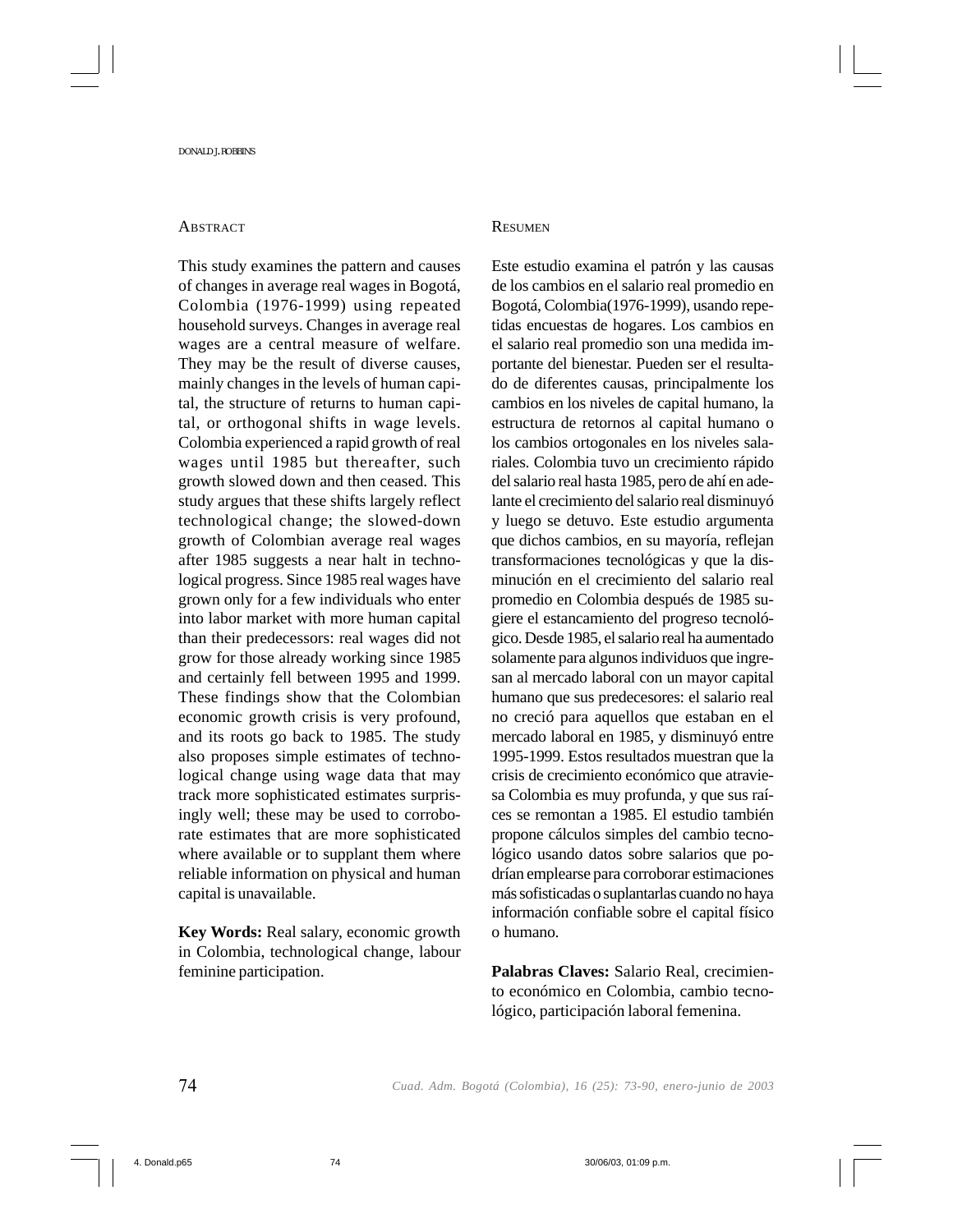## Abstract

This study examines the pattern and causes of changes in average real wages in Bogotá, Colombia (1976-1999) using repeated household surveys. Changes in average real wages are a central measure of welfare. They may be the result of diverse causes, mainly changes in the levels of human capital, the structure of returns to human capital, or orthogonal shifts in wage levels. Colombia experienced a rapid growth of real wages until 1985 but thereafter, such growth slowed down and then ceased. This study argues that these shifts largely reflect technological change; the slowed-down growth of Colombian average real wages after 1985 suggests a near halt in technological progress. Since 1985 real wages have grown only for a few individuals who enter into labor market with more human capital than their predecessors: real wages did not grow for those already working since 1985 and certainly fell between 1995 and 1999. These findings show that the Colombian economic growth crisis is very profound, and its roots go back to 1985. The study also proposes simple estimates of technological change using wage data that may track more sophisticated estimates surprisingly well; these may be used to corroborate estimates that are more sophisticated where available or to supplant them where reliable information on physical and human capital is unavailable.

**Key Words:** Real salary, economic growth in Colombia, technological change, labour feminine participation.

## Resumen

Este estudio examina el patrón y las causas de los cambios en el salario real promedio en Bogotá, Colombia(1976-1999), usando repetidas encuestas de hogares. Los cambios en el salario real promedio son una medida importante del bienestar. Pueden ser el resultado de diferentes causas, principalmente los cambios en los niveles de capital humano, la estructura de retornos al capital humano o los cambios ortogonales en los niveles salariales. Colombia tuvo un crecimiento rápido del salario real hasta 1985, pero de ahí en adelante el crecimiento del salario real disminuyó y luego se detuvo. Este estudio argumenta que dichos cambios, en su mayoría, reflejan transformaciones tecnológicas y que la disminución en el crecimiento del salario real promedio en Colombia después de 1985 sugiere el estancamiento del progreso tecnológico. Desde 1985, el salario real ha aumentado solamente para algunos individuos que ingresan al mercado laboral con un mayor capital humano que sus predecesores: el salario real no creció para aquellos que estaban en el mercado laboral en 1985, y disminuyó entre 1995-1999. Estos resultados muestran que la crisis de crecimiento económico que atraviesa Colombia es muy profunda, y que sus raíces se remontan a 1985. El estudio también propone cálculos simples del cambio tecnológico usando datos sobre salarios que podrían emplearse para corroborar estimaciones más sofisticadas o suplantarlas cuando no haya información confiable sobre el capital físico o humano.

**Palabras Claves:** Salario Real, crecimiento económico en Colombia, cambio tecnológico, participación laboral femenina.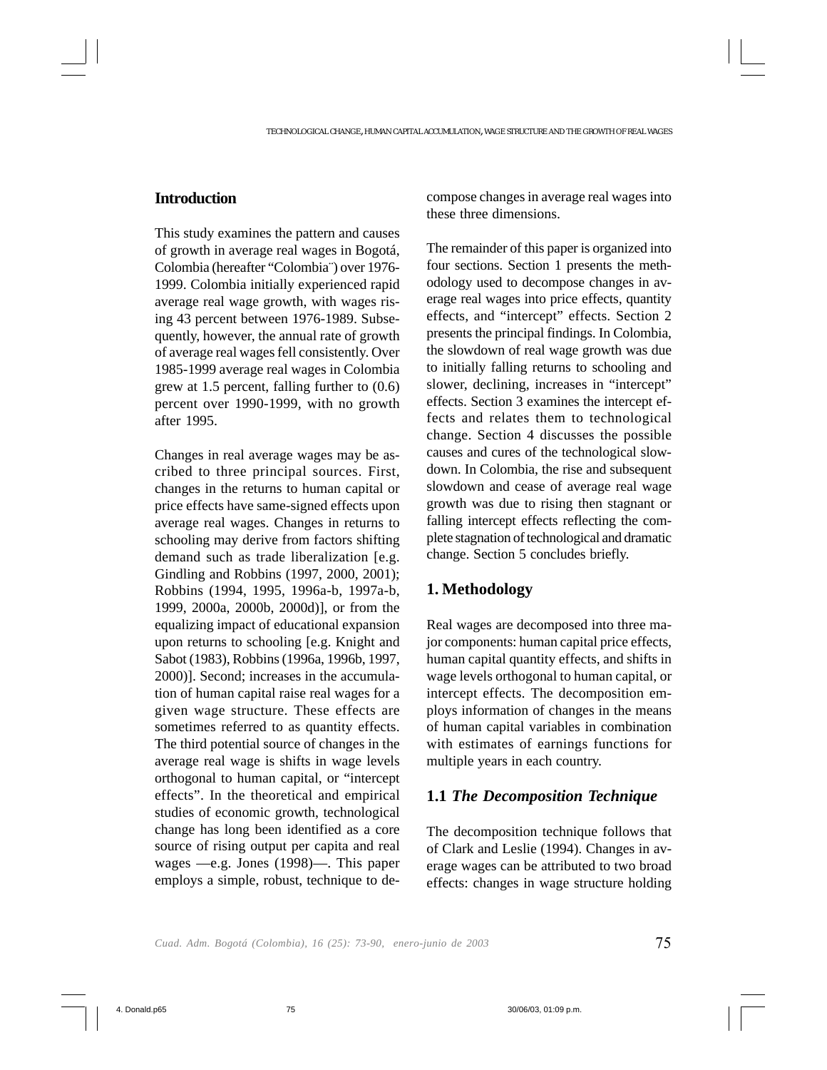## Introduction

This study examines the pattern and causes of growth in average real wages in Bogotá, Colombia (hereafter "Colombia¨) over 1976-1999. Colombia initially experienced rapid average real wage growth, with wages rising 43 percent between 1976-1989. Subsequently, however, the annual rate of growth of average real wages fell consistently. Over 1985-1999 average real wages in Colombia grew at 1.5 percent, falling further to (0.6) percent over 1990-1999, with no growth after 1995.

Changes in real average wages may be ascribed to three principal sources. First, changes in the returns to human capital or price effects have same-signed effects upon average real wages. Changes in returns to schooling may derive from factors shifting demand such as trade liberalization [e.g. Gindling and Robbins (1997, 2000, 2001); Robbins (1994, 1995, 1996a-b, 1997a-b, 1999, 2000a, 2000b, 2000d)], or from the equalizing impact of educational expansion upon returns to schooling [e.g. Knight and Sabot (1983), Robbins (1996a, 1996b, 1997, 2000)]. Second; increases in the accumulation of human capital raise real wages for a given wage structure. These effects are sometimes referred to as quantity effects. The third potential source of changes in the average real wage is shifts in wage levels orthogonal to human capital, or "intercept effects". In the theoretical and empirical studies of economic growth, technological change has long been identified as a core source of rising output per capita and real wages —e.g. Jones (1998)—. This paper employs a simple, robust, technique to decompose changes in average real wages into these three dimensions.

The remainder of this paper is organized into four sections. Section 1 presents the methodology used to decompose changes in average real wages into price effects, quantity effects, and "intercept" effects. Section 2 presents the principal findings. In Colombia, the slowdown of real wage growth was due to initially falling returns to schooling and slower, declining, increases in "intercept" effects. Section 3 examines the intercept effects and relates them to technological change. Section 4 discusses the possible causes and cures of the technological slowdown. In Colombia, the rise and subsequent slowdown and cease of average real wage growth was due to rising then stagnant or falling intercept effects reflecting the complete stagnation of technological and dramatic change. Section 5 concludes briefly.

## 1. Methodology

Real wages are decomposed into three major components: human capital price effects, human capital quantity effects, and shifts in wage levels orthogonal to human capital, or intercept effects. The decomposition employs information of changes in the means of human capital variables in combination with estimates of earnings functions for multiple years in each country.

### 1.1 *The Decomposition Technique*

The decomposition technique follows that of Clark and Leslie (1994). Changes in average wages can be attributed to two broad effects: changes in wage structure holding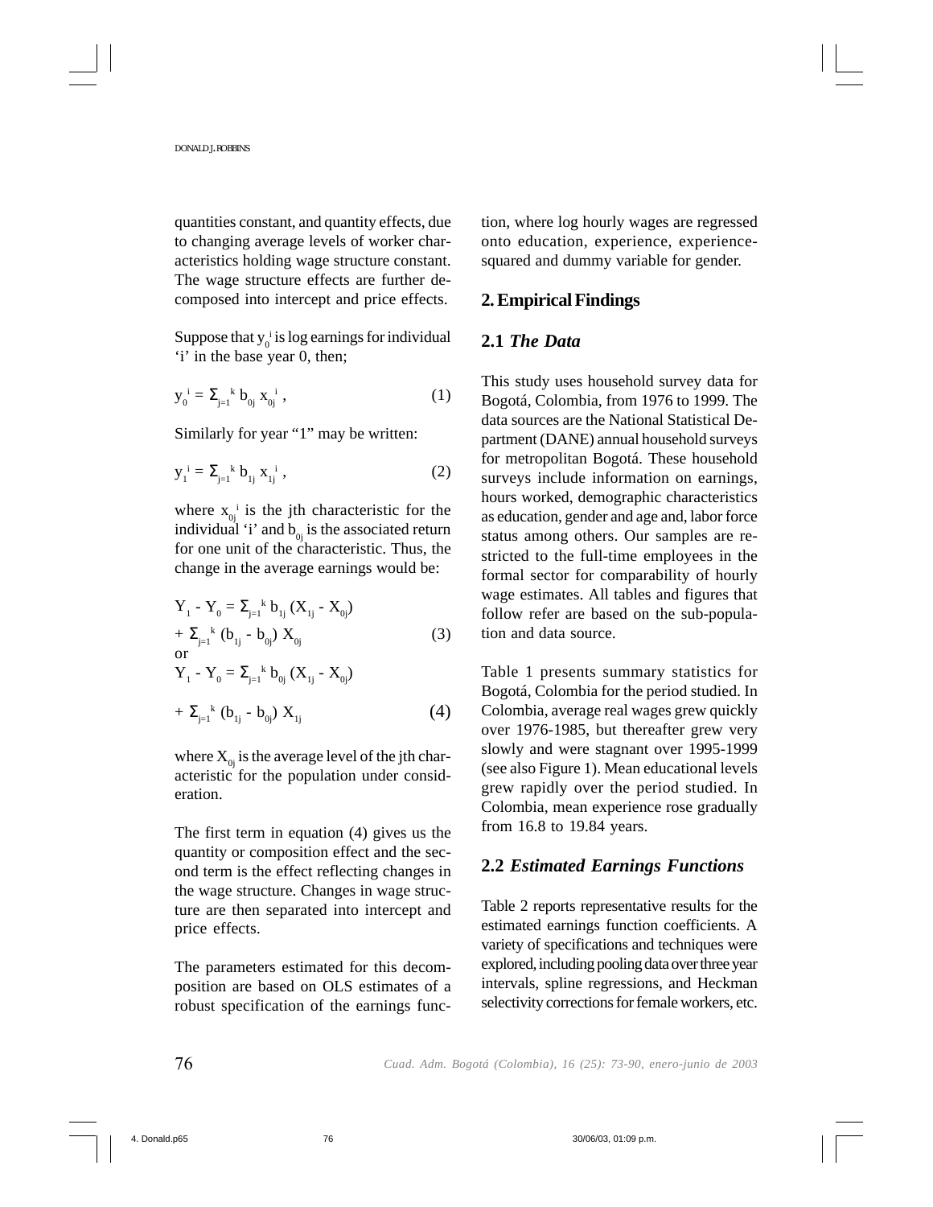quantities constant, and quantity effects, due to changing average levels of worker characteristics holding wage structure constant. The wage structure effects are further decomposed into intercept and price effects.

Suppose that $y_0^{\,i}$ is log earnings for individual 'i' in the base year 0, then;

$$y_0^{\,i} = \Sigma_{j=1}^{\,k} b_{0j}\, x_{0j}^{\,i}\,, \tag{1}$$

Similarly for year "1" may be written:

$$y_1^{\,i} = \Sigma_{j=1}^{\,k} b_{1j}\, x_{1j}^{\,i}\,, \tag{2}$$

where $x_{0j}^{\,i}$ is the jth characteristic for the individual 'i' and $b_{0j}$ is the associated return for one unit of the characteristic. Thus, the change in the average earnings would be:

$$Y_1 - Y_0 = \Sigma_{j=1}^{\,k} b_{1j}\,(X_{1j} - X_{0j}) + \Sigma_{j=1}^{\,k}\,(b_{1j} - b_{0j})\,X_{0j} \tag{3}$$

or

$$Y_1 - Y_0 = \Sigma_{j=1}^{\,k} b_{0j}\,(X_{1j} - X_{0j}) + \Sigma_{j=1}^{\,k}\,(b_{1j} - b_{0j})\,X_{1j} \tag{4}$$

where $X_{0j}$ is the average level of the jth characteristic for the population under consideration.

The first term in equation (4) gives us the quantity or composition effect and the second term is the effect reflecting changes in the wage structure. Changes in wage structure are then separated into intercept and price effects.

The parameters estimated for this decomposition are based on OLS estimates of a robust specification of the earnings function, where log hourly wages are regressed onto education, experience, experience-squared and dummy variable for gender.

## 2. Empirical Findings

### 2.1 *The Data*

This study uses household survey data for Bogotá, Colombia, from 1976 to 1999. The data sources are the National Statistical Department (DANE) annual household surveys for metropolitan Bogotá. These household surveys include information on earnings, hours worked, demographic characteristics as education, gender and age and, labor force status among others. Our samples are restricted to the full-time employees in the formal sector for comparability of hourly wage estimates. All tables and figures that follow refer are based on the sub-population and data source.

Table 1 presents summary statistics for Bogotá, Colombia for the period studied. In Colombia, average real wages grew quickly over 1976-1985, but thereafter grew very slowly and were stagnant over 1995-1999 (see also Figure 1). Mean educational levels grew rapidly over the period studied. In Colombia, mean experience rose gradually from 16.8 to 19.84 years.

### 2.2 *Estimated Earnings Functions*

Table 2 reports representative results for the estimated earnings function coefficients. A variety of specifications and techniques were explored, including pooling data over three year intervals, spline regressions, and Heckman selectivity corrections for female workers, etc.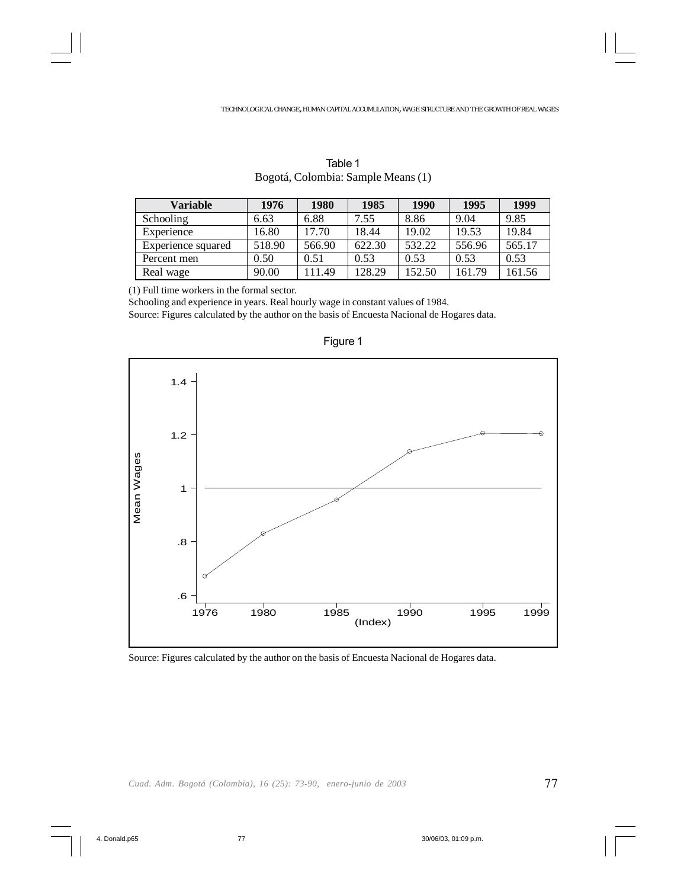Table 1

Bogotá, Colombia: Sample Means (1)

| Variable | 1976 | 1980 | 1985 | 1990 | 1995 | 1999 |
|---|---|---|---|---|---|---|
| Schooling | 6.63 | 6.88 | 7.55 | 8.86 | 9.04 | 9.85 |
| Experience | 16.80 | 17.70 | 18.44 | 19.02 | 19.53 | 19.84 |
| Experience squared | 518.90 | 566.90 | 622.30 | 532.22 | 556.96 | 565.17 |
| Percent men | 0.50 | 0.51 | 0.53 | 0.53 | 0.53 | 0.53 |
| Real wage | 90.00 | 111.49 | 128.29 | 152.50 | 161.79 | 161.56 |

(1) Full time workers in the formal sector.

Schooling and experience in years. Real hourly wage in constant values of 1984.

Source: Figures calculated by the author on the basis of Encuesta Nacional de Hogares data.

Figure 1

Source: Figures calculated by the author on the basis of Encuesta Nacional de Hogares data.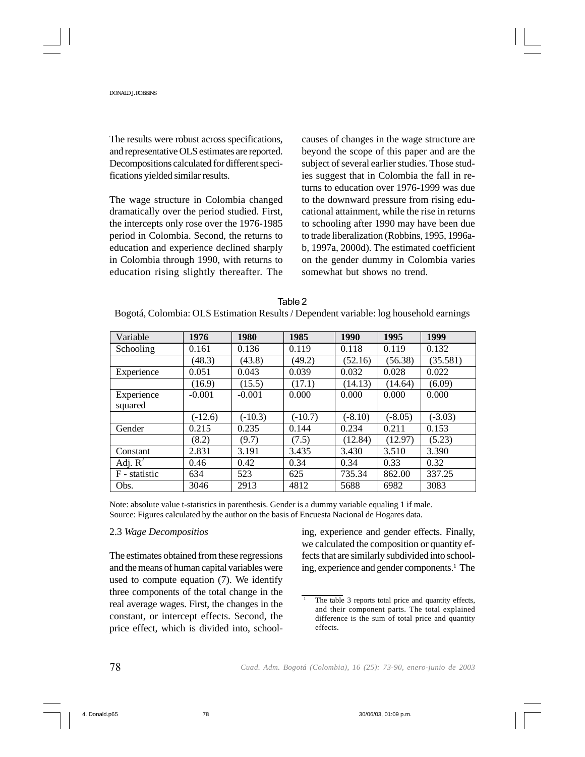The results were robust across specifications, and representative OLS estimates are reported. Decompositions calculated for different specifications yielded similar results.

The wage structure in Colombia changed dramatically over the period studied. First, the intercepts only rose over the 1976-1985 period in Colombia. Second, the returns to education and experience declined sharply in Colombia through 1990, with returns to education rising slightly thereafter. The causes of changes in the wage structure are beyond the scope of this paper and are the subject of several earlier studies. Those studies suggest that in Colombia the fall in returns to education over 1976-1999 was due to the downward pressure from rising educational attainment, while the rise in returns to schooling after 1990 may have been due to trade liberalization (Robbins, 1995, 1996a-b, 1997a, 2000d). The estimated coefficient on the gender dummy in Colombia varies somewhat but shows no trend.

Table 2

Bogotá, Colombia: OLS Estimation Results / Dependent variable: log household earnings

| Variable | **1976** | **1980** | **1985** | **1990** | **1995** | **1999** |
|---|---|---|---|---|---|---|
| Schooling | 0.161 | 0.136 | 0.119 | 0.118 | 0.119 | 0.132 |
| | (48.3) | (43.8) | (49.2) | (52.16) | (56.38) | (35.581) |
| Experience | 0.051 | 0.043 | 0.039 | 0.032 | 0.028 | 0.022 |
| | (16.9) | (15.5) | (17.1) | (14.13) | (14.64) | (6.09) |
| Experience squared | -0.001 | -0.001 | 0.000 | 0.000 | 0.000 | 0.000 |
| | (-12.6) | (-10.3) | (-10.7) | (-8.10) | (-8.05) | (-3.03) |
| Gender | 0.215 | 0.235 | 0.144 | 0.234 | 0.211 | 0.153 |
| | (8.2) | (9.7) | (7.5) | (12.84) | (12.97) | (5.23) |
| Constant | 2.831 | 3.191 | 3.435 | 3.430 | 3.510 | 3.390 |
| Adj. $R^2$ | 0.46 | 0.42 | 0.34 | 0.34 | 0.33 | 0.32 |
| F - statistic | 634 | 523 | 625 | 735.34 | 862.00 | 337.25 |
| Obs. | 3046 | 2913 | 4812 | 5688 | 6982 | 3083 |

Note: absolute value t-statistics in parenthesis. Gender is a dummy variable equaling 1 if male.
Source: Figures calculated by the author on the basis of Encuesta Nacional de Hogares data.

### 2.3 *Wage Decompositios*

The estimates obtained from these regressions and the means of human capital variables were used to compute equation (7). We identify three components of the total change in the real average wages. First, the changes in the constant, or intercept effects. Second, the price effect, which is divided into, schooling, experience and gender effects. Finally, we calculated the composition or quantity effects that are similarly subdivided into schooling, experience and gender components.[1] The

[1] The table 3 reports total price and quantity effects, and their component parts. The total explained difference is the sum of total price and quantity effects.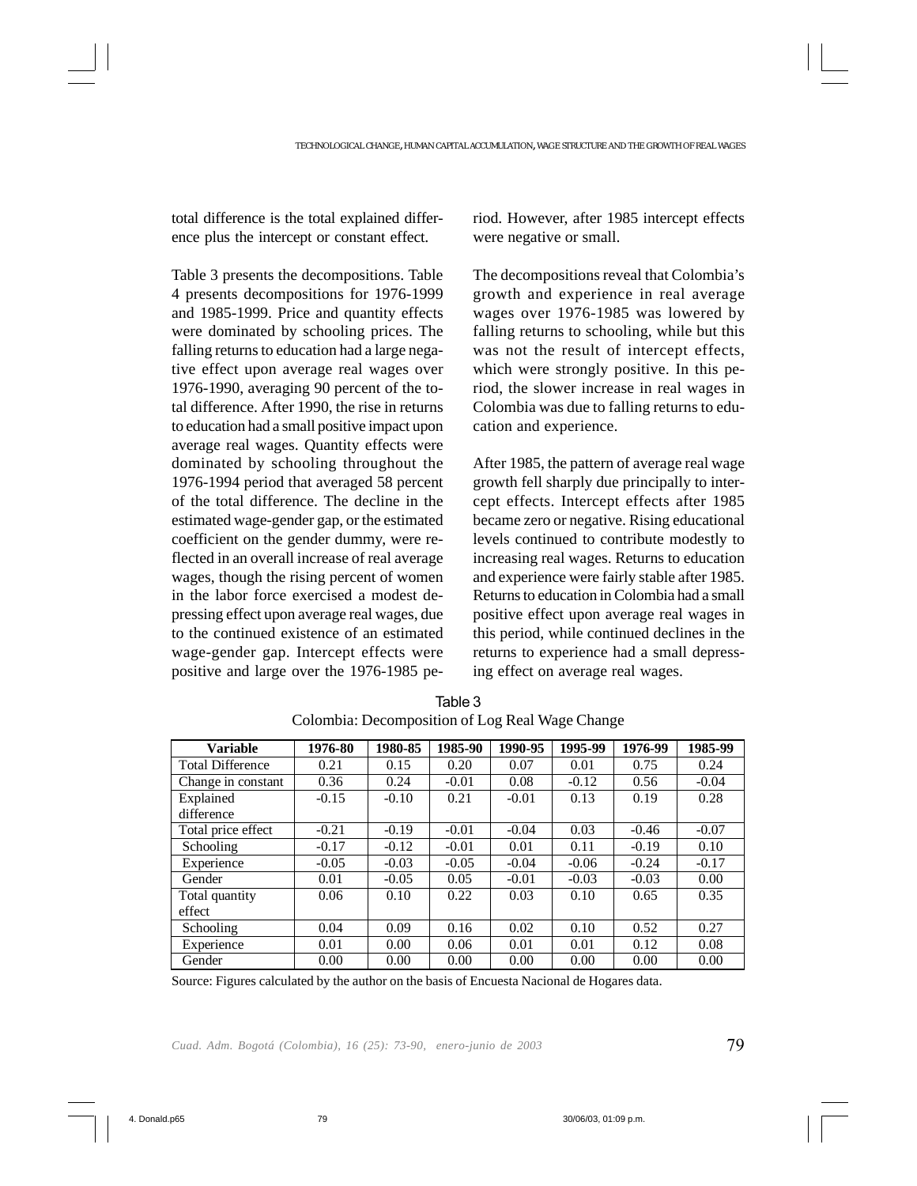total difference is the total explained difference plus the intercept or constant effect.

Table 3 presents the decompositions. Table 4 presents decompositions for 1976-1999 and 1985-1999. Price and quantity effects were dominated by schooling prices. The falling returns to education had a large negative effect upon average real wages over 1976-1990, averaging 90 percent of the total difference. After 1990, the rise in returns to education had a small positive impact upon average real wages. Quantity effects were dominated by schooling throughout the 1976-1994 period that averaged 58 percent of the total difference. The decline in the estimated wage-gender gap, or the estimated coefficient on the gender dummy, were reflected in an overall increase of real average wages, though the rising percent of women in the labor force exercised a modest depressing effect upon average real wages, due to the continued existence of an estimated wage-gender gap. Intercept effects were positive and large over the 1976-1985 period. However, after 1985 intercept effects were negative or small.

The decompositions reveal that Colombia's growth and experience in real average wages over 1976-1985 was lowered by falling returns to schooling, while but this was not the result of intercept effects, which were strongly positive. In this period, the slower increase in real wages in Colombia was due to falling returns to education and experience.

After 1985, the pattern of average real wage growth fell sharply due principally to intercept effects. Intercept effects after 1985 became zero or negative. Rising educational levels continued to contribute modestly to increasing real wages. Returns to education and experience were fairly stable after 1985. Returns to education in Colombia had a small positive effect upon average real wages in this period, while continued declines in the returns to experience had a small depressing effect on average real wages.

Table 3
Colombia: Decomposition of Log Real Wage Change

| Variable | 1976-80 | 1980-85 | 1985-90 | 1990-95 | 1995-99 | 1976-99 | 1985-99 |
|---|---|---|---|---|---|---|---|
| Total Difference | 0.21 | 0.15 | 0.20 | 0.07 | 0.01 | 0.75 | 0.24 |
| Change in constant | 0.36 | 0.24 | -0.01 | 0.08 | -0.12 | 0.56 | -0.04 |
| Explained difference | -0.15 | -0.10 | 0.21 | -0.01 | 0.13 | 0.19 | 0.28 |
| Total price effect | -0.21 | -0.19 | -0.01 | -0.04 | 0.03 | -0.46 | -0.07 |
| Schooling | -0.17 | -0.12 | -0.01 | 0.01 | 0.11 | -0.19 | 0.10 |
| Experience | -0.05 | -0.03 | -0.05 | -0.04 | -0.06 | -0.24 | -0.17 |
| Gender | 0.01 | -0.05 | 0.05 | -0.01 | -0.03 | -0.03 | 0.00 |
| Total quantity effect | 0.06 | 0.10 | 0.22 | 0.03 | 0.10 | 0.65 | 0.35 |
| Schooling | 0.04 | 0.09 | 0.16 | 0.02 | 0.10 | 0.52 | 0.27 |
| Experience | 0.01 | 0.00 | 0.06 | 0.01 | 0.01 | 0.12 | 0.08 |
| Gender | 0.00 | 0.00 | 0.00 | 0.00 | 0.00 | 0.00 | 0.00 |

Source: Figures calculated by the author on the basis of Encuesta Nacional de Hogares data.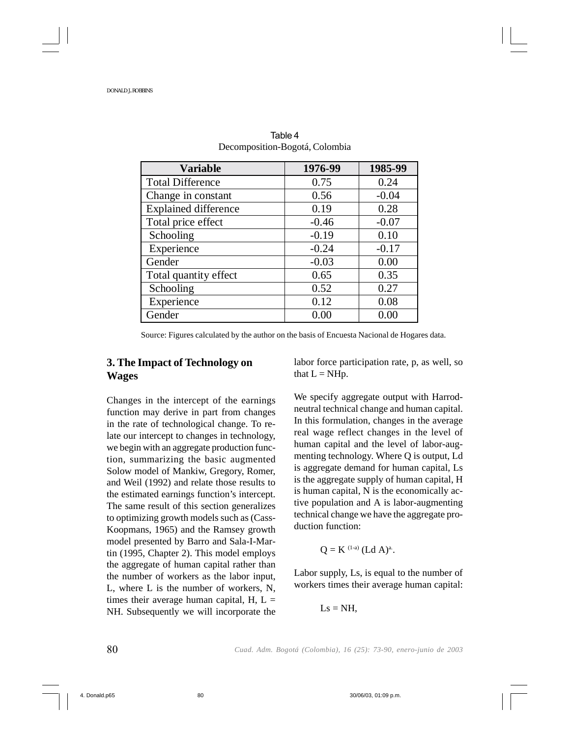Table 4
Decomposition-Bogotá, Colombia

| Variable | 1976-99 | 1985-99 |
|---|---|---|
| Total Difference | 0.75 | 0.24 |
| Change in constant | 0.56 | -0.04 |
| Explained difference | 0.19 | 0.28 |
| Total price effect | -0.46 | -0.07 |
| Schooling | -0.19 | 0.10 |
| Experience | -0.24 | -0.17 |
| Gender | -0.03 | 0.00 |
| Total quantity effect | 0.65 | 0.35 |
| Schooling | 0.52 | 0.27 |
| Experience | 0.12 | 0.08 |
| Gender | 0.00 | 0.00 |

Source: Figures calculated by the author on the basis of Encuesta Nacional de Hogares data.

## 3. The Impact of Technology on Wages

Changes in the intercept of the earnings function may derive in part from changes in the rate of technological change. To relate our intercept to changes in technology, we begin with an aggregate production function, summarizing the basic augmented Solow model of Mankiw, Gregory, Romer, and Weil (1992) and relate those results to the estimated earnings function's intercept. The same result of this section generalizes to optimizing growth models such as (Cass-Koopmans, 1965) and the Ramsey growth model presented by Barro and Sala-I-Martin (1995, Chapter 2). This model employs the aggregate of human capital rather than the number of workers as the labor input, L, where L is the number of workers, N, times their average human capital, H, $L = NH$. Subsequently we will incorporate the labor force participation rate, p, as well, so that $L = NHp$.

We specify aggregate output with Harrod-neutral technical change and human capital. In this formulation, changes in the average real wage reflect changes in the level of human capital and the level of labor-augmenting technology. Where Q is output, Ld is aggregate demand for human capital, Ls is the aggregate supply of human capital, H is human capital, N is the economically active population and A is labor-augmenting technical change we have the aggregate production function:

$$Q = K^{(1-a)} (Ld\ A)^{a}.$$

Labor supply, Ls, is equal to the number of workers times their average human capital:

$$Ls = NH,$$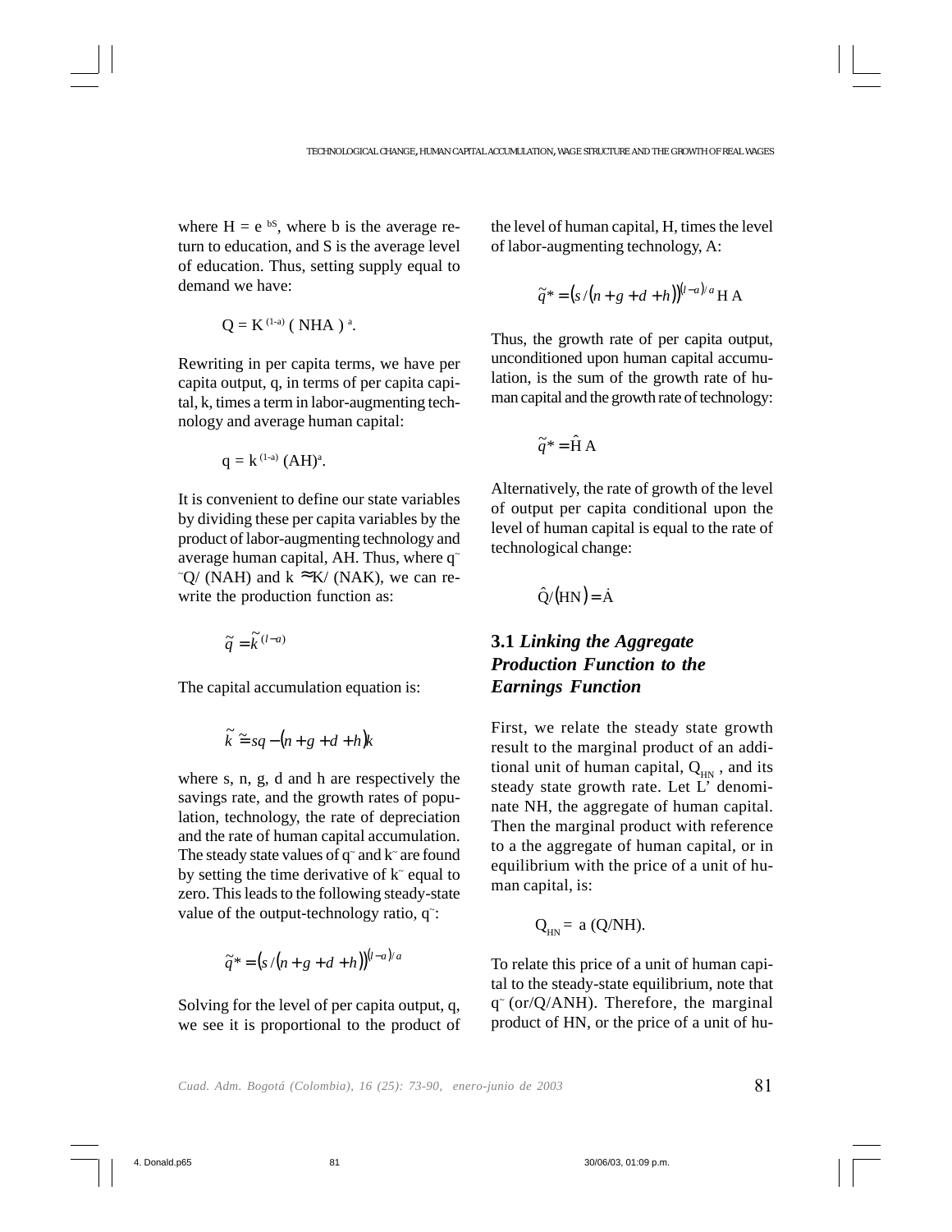where $H = e^{bS}$, where b is the average return to education, and S is the average level of education. Thus, setting supply equal to demand we have:

$$Q = K^{(1-a)} ( NHA )^{a}.$$

Rewriting in per capita terms, we have per capita output, q, in terms of per capita capital, k, times a term in labor-augmenting technology and average human capital:

$$q = k^{(1-a)} (AH)^{a}.$$

It is convenient to define our state variables by dividing these per capita variables by the product of labor-augmenting technology and average human capital, AH. Thus, where $\tilde{q}$ $\tilde{}Q/ (NAH)$ and $k \approx K/ (NAK)$, we can rewrite the production function as:

$$\tilde{q} = \tilde{k}^{(l-a)}$$

The capital accumulation equation is:

$$\tilde{k} \cong sq - (n + g + d + h)k$$

where s, n, g, d and h are respectively the savings rate, and the growth rates of population, technology, the rate of depreciation and the rate of human capital accumulation. The steady state values of $\tilde{q}$ and $\tilde{k}$ are found by setting the time derivative of $\tilde{k}$ equal to zero. This leads to the following steady-state value of the output-technology ratio, $\tilde{q}$:

$$\tilde{q}^{*} = (s/(n + g + d + h))^{(l-a)/a}$$

Solving for the level of per capita output, q, we see it is proportional to the product of the level of human capital, H, times the level of labor-augmenting technology, A:

$$\tilde{q}^{*} = (s/(n + g + d + h))^{(l-a)/a} \text{H A}$$

Thus, the growth rate of per capita output, unconditioned upon human capital accumulation, is the sum of the growth rate of human capital and the growth rate of technology:

$$\tilde{q}^{*} = \hat{\text{H}} \text{ A}$$

Alternatively, the rate of growth of the level of output per capita conditional upon the level of human capital is equal to the rate of technological change:

$$\hat{\text{Q}}/(\text{HN}) = \dot{\text{A}}$$

### 3.1 *Linking the Aggregate Production Function to the Earnings Function*

First, we relate the steady state growth result to the marginal product of an additional unit of human capital, $Q_{HN}$, and its steady state growth rate. Let L' denominate NH, the aggregate of human capital. Then the marginal product with reference to a the aggregate of human capital, or in equilibrium with the price of a unit of human capital, is:

$$Q_{HN} = a\ (Q/NH).$$

To relate this price of a unit of human capital to the steady-state equilibrium, note that $\tilde{q}$ (or/Q/ANH). Therefore, the marginal product of HN, or the price of a unit of hu-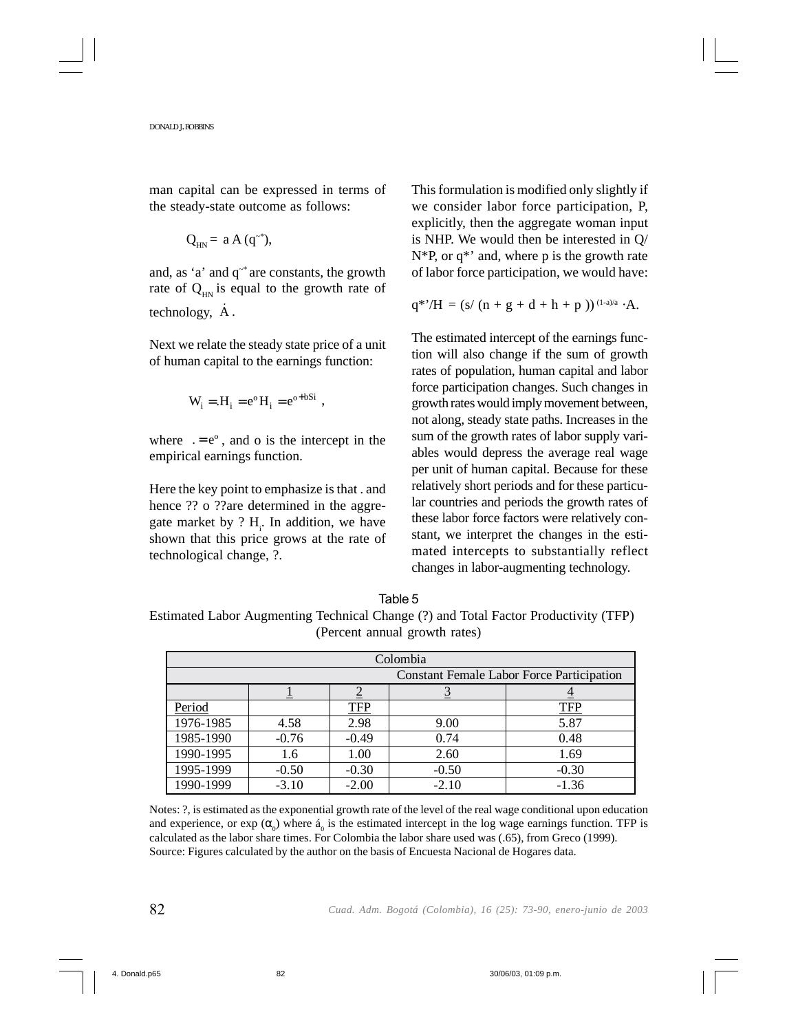man capital can be expressed in terms of the steady-state outcome as follows:

$$Q_{HN} = a\,A\,(q^{\sim *}),$$

and, as 'a' and $q^{\sim *}$ are constants, the growth rate of $Q_{HN}$ is equal to the growth rate of technology, $\dot{A}$.

Next we relate the steady state price of a unit of human capital to the earnings function:

$$W_i = .H_i = e^{o} H_i = e^{o + bSi},$$

where $. = e^{o}$, and o is the intercept in the empirical earnings function.

Here the key point to emphasize is that . and hence ?? o ??are determined in the aggregate market by ? $H_i$. In addition, we have shown that this price grows at the rate of technological change, ?.

This formulation is modified only slightly if we consider labor force participation, P, explicitly, then the aggregate woman input is NHP. We would then be interested in Q/N*P, or q*' and, where p is the growth rate of labor force participation, we would have:

$$q^{*\prime}/H = (s/(n + g + d + h + p))^{(1-a)/a} \cdot A.$$

The estimated intercept of the earnings function will also change if the sum of growth rates of population, human capital and labor force participation changes. Such changes in growth rates would imply movement between, not along, steady state paths. Increases in the sum of the growth rates of labor supply variables would depress the average real wage per unit of human capital. Because for these relatively short periods and for these particular countries and periods the growth rates of these labor force factors were relatively constant, we interpret the changes in the estimated intercepts to substantially reflect changes in labor-augmenting technology.

Table 5

Estimated Labor Augmenting Technical Change (?) and Total Factor Productivity (TFP) (Percent annual growth rates)

| Colombia | | | | |
|---|---|---|---|---|
| | | | Constant Female Labor Force Participation | |
| | 1 | 2 | 3 | 4 |
| Period | | TFP | | TFP |
| 1976-1985 | 4.58 | 2.98 | 9.00 | 5.87 |
| 1985-1990 | -0.76 | -0.49 | 0.74 | 0.48 |
| 1990-1995 | 1.6 | 1.00 | 2.60 | 1.69 |
| 1995-1999 | -0.50 | -0.30 | -0.50 | -0.30 |
| 1990-1999 | -3.10 | -2.00 | -2.10 | -1.36 |

Notes: ?, is estimated as the exponential growth rate of the level of the real wage conditional upon education and experience, or exp ($\alpha_0$) where $á_0$ is the estimated intercept in the log wage earnings function. TFP is calculated as the labor share times. For Colombia the labor share used was (.65), from Greco (1999).
Source: Figures calculated by the author on the basis of Encuesta Nacional de Hogares data.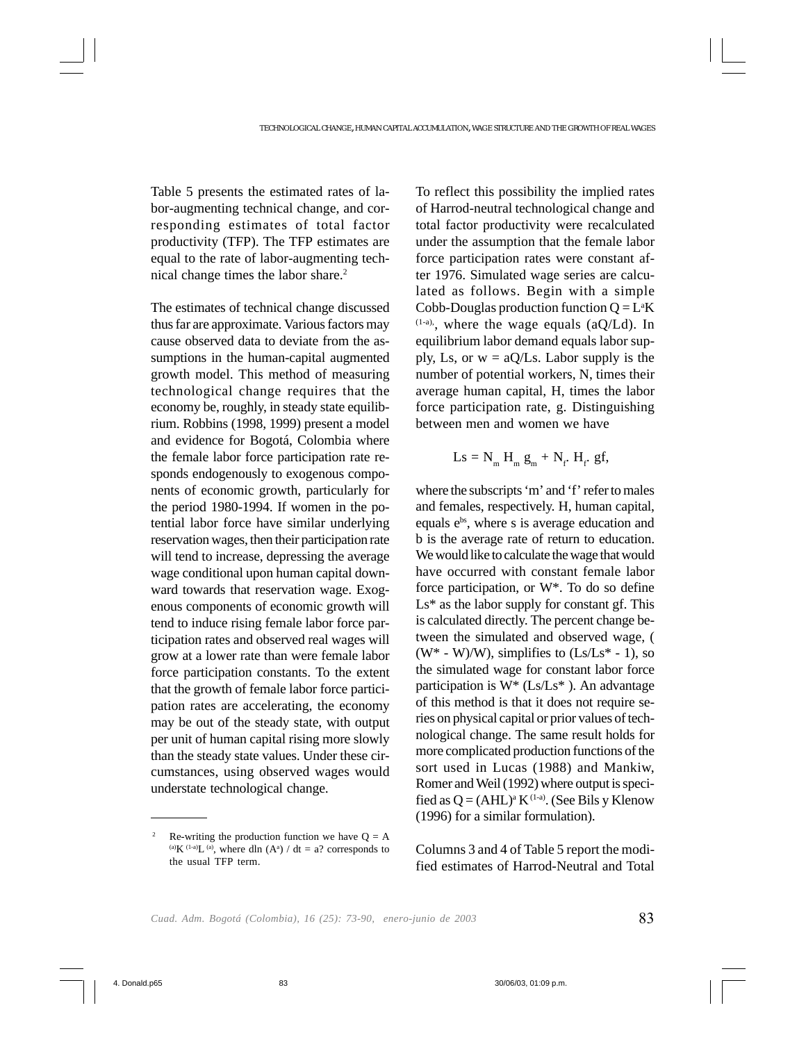Table 5 presents the estimated rates of labor-augmenting technical change, and corresponding estimates of total factor productivity (TFP). The TFP estimates are equal to the rate of labor-augmenting technical change times the labor share.[2]

The estimates of technical change discussed thus far are approximate. Various factors may cause observed data to deviate from the assumptions in the human-capital augmented growth model. This method of measuring technological change requires that the economy be, roughly, in steady state equilibrium. Robbins (1998, 1999) present a model and evidence for Bogotá, Colombia where the female labor force participation rate responds endogenously to exogenous components of economic growth, particularly for the period 1980-1994. If women in the potential labor force have similar underlying reservation wages, then their participation rate will tend to increase, depressing the average wage conditional upon human capital downward towards that reservation wage. Exogenous components of economic growth will tend to induce rising female labor force participation rates and observed real wages will grow at a lower rate than were female labor force participation constants. To the extent that the growth of female labor force participation rates are accelerating, the economy may be out of the steady state, with output per unit of human capital rising more slowly than the steady state values. Under these circumstances, using observed wages would understate technological change.

To reflect this possibility the implied rates of Harrod-neutral technological change and total factor productivity were recalculated under the assumption that the female labor force participation rates were constant after 1976. Simulated wage series are calculated as follows. Begin with a simple Cobb-Douglas production function $Q = L^a K^{(1-a)}$, where the wage equals (aQ/Ld). In equilibrium labor demand equals labor supply, Ls, or w = aQ/Ls. Labor supply is the number of potential workers, N, times their average human capital, H, times the labor force participation rate, g. Distinguishing between men and women we have

$$Ls = N_m H_m g_m + N_f \cdot H_f \cdot gf,$$

where the subscripts 'm' and 'f' refer to males and females, respectively. H, human capital, equals $e^{bs}$, where s is average education and b is the average rate of return to education. We would like to calculate the wage that would have occurred with constant female labor force participation, or W*. To do so define Ls* as the labor supply for constant gf. This is calculated directly. The percent change between the simulated and observed wage, ((W* - W)/W), simplifies to (Ls/Ls* - 1), so the simulated wage for constant labor force participation is W* (Ls/Ls* ). An advantage of this method is that it does not require series on physical capital or prior values of technological change. The same result holds for more complicated production functions of the sort used in Lucas (1988) and Mankiw, Romer and Weil (1992) where output is specified as $Q = (AHL)^a K^{(1-a)}$. (See Bils y Klenow (1996) for a similar formulation).

Columns 3 and 4 of Table 5 report the modified estimates of Harrod-Neutral and Total

---

[2] Re-writing the production function we have $Q = A^{(a)} K^{(1-a)} L^{(a)}$, where $d\ln(A^a) / dt$ = a? corresponds to the usual TFP term.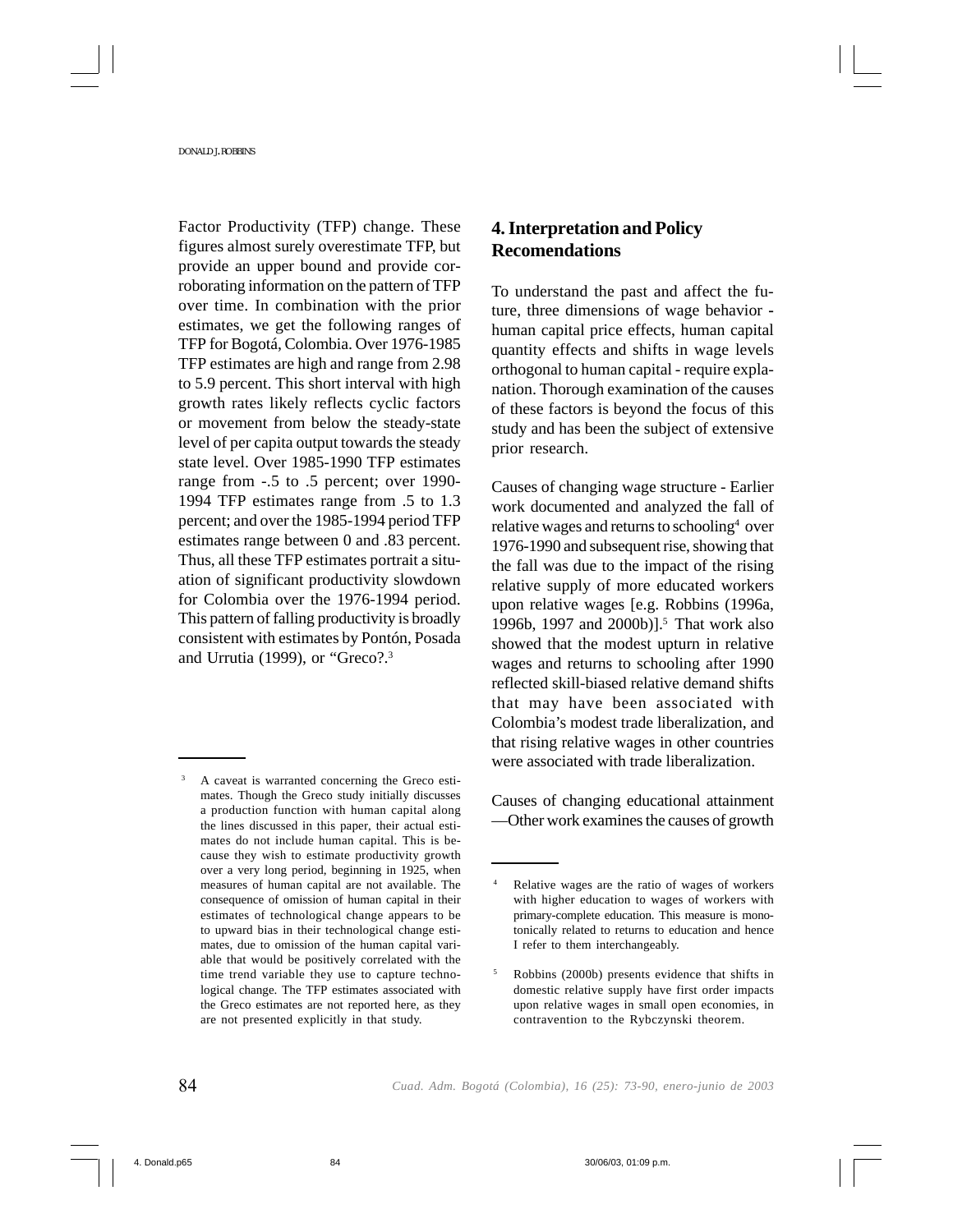Factor Productivity (TFP) change. These figures almost surely overestimate TFP, but provide an upper bound and provide corroborating information on the pattern of TFP over time. In combination with the prior estimates, we get the following ranges of TFP for Bogotá, Colombia. Over 1976-1985 TFP estimates are high and range from 2.98 to 5.9 percent. This short interval with high growth rates likely reflects cyclic factors or movement from below the steady-state level of per capita output towards the steady state level. Over 1985-1990 TFP estimates range from -.5 to .5 percent; over 1990-1994 TFP estimates range from .5 to 1.3 percent; and over the 1985-1994 period TFP estimates range between 0 and .83 percent. Thus, all these TFP estimates portrait a situation of significant productivity slowdown for Colombia over the 1976-1994 period. This pattern of falling productivity is broadly consistent with estimates by Pontón, Posada and Urrutia (1999), or "Greco?.[3]

## 4. Interpretation and Policy Recomendations

To understand the past and affect the future, three dimensions of wage behavior - human capital price effects, human capital quantity effects and shifts in wage levels orthogonal to human capital - require explanation. Thorough examination of the causes of these factors is beyond the focus of this study and has been the subject of extensive prior research.

Causes of changing wage structure - Earlier work documented and analyzed the fall of relative wages and returns to schooling[4] over 1976-1990 and subsequent rise, showing that the fall was due to the impact of the rising relative supply of more educated workers upon relative wages [e.g. Robbins (1996a, 1996b, 1997 and 2000b)].[5] That work also showed that the modest upturn in relative wages and returns to schooling after 1990 reflected skill-biased relative demand shifts that may have been associated with Colombia's modest trade liberalization, and that rising relative wages in other countries were associated with trade liberalization.

Causes of changing educational attainment —Other work examines the causes of growth

---

[3] A caveat is warranted concerning the Greco estimates. Though the Greco study initially discusses a production function with human capital along the lines discussed in this paper, their actual estimates do not include human capital. This is because they wish to estimate productivity growth over a very long period, beginning in 1925, when measures of human capital are not available. The consequence of omission of human capital in their estimates of technological change appears to be to upward bias in their technological change estimates, due to omission of the human capital variable that would be positively correlated with the time trend variable they use to capture technological change. The TFP estimates associated with the Greco estimates are not reported here, as they are not presented explicitly in that study.

[4] Relative wages are the ratio of wages of workers with higher education to wages of workers with primary-complete education. This measure is monotonically related to returns to education and hence I refer to them interchangeably.

[5] Robbins (2000b) presents evidence that shifts in domestic relative supply have first order impacts upon relative wages in small open economies, in contravention to the Rybczynski theorem.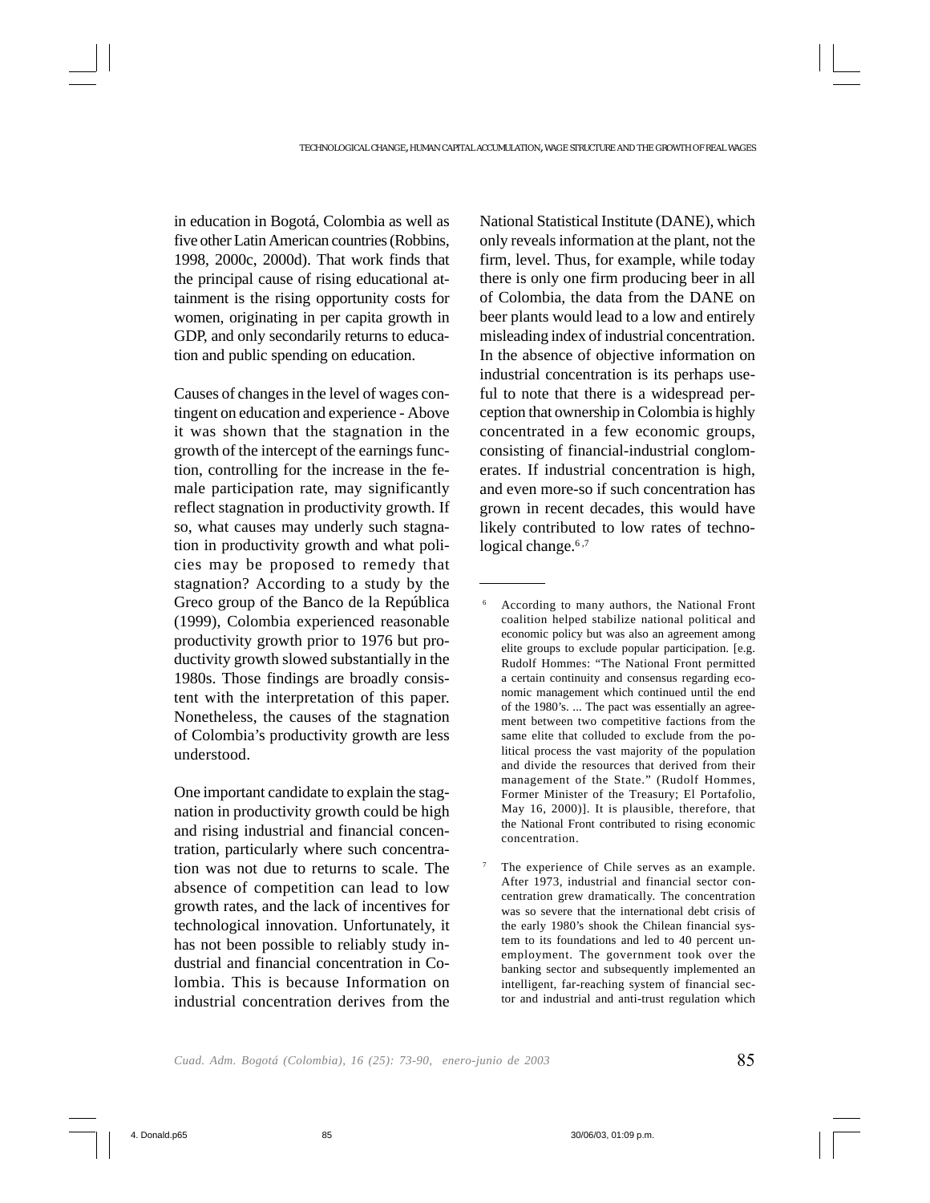in education in Bogotá, Colombia as well as five other Latin American countries (Robbins, 1998, 2000c, 2000d). That work finds that the principal cause of rising educational attainment is the rising opportunity costs for women, originating in per capita growth in GDP, and only secondarily returns to education and public spending on education.

Causes of changes in the level of wages contingent on education and experience - Above it was shown that the stagnation in the growth of the intercept of the earnings function, controlling for the increase in the female participation rate, may significantly reflect stagnation in productivity growth. If so, what causes may underly such stagnation in productivity growth and what policies may be proposed to remedy that stagnation? According to a study by the Greco group of the Banco de la República (1999), Colombia experienced reasonable productivity growth prior to 1976 but productivity growth slowed substantially in the 1980s. Those findings are broadly consistent with the interpretation of this paper. Nonetheless, the causes of the stagnation of Colombia's productivity growth are less understood.

One important candidate to explain the stagnation in productivity growth could be high and rising industrial and financial concentration, particularly where such concentration was not due to returns to scale. The absence of competition can lead to low growth rates, and the lack of incentives for technological innovation. Unfortunately, it has not been possible to reliably study industrial and financial concentration in Colombia. This is because Information on industrial concentration derives from the National Statistical Institute (DANE), which only reveals information at the plant, not the firm, level. Thus, for example, while today there is only one firm producing beer in all of Colombia, the data from the DANE on beer plants would lead to a low and entirely misleading index of industrial concentration. In the absence of objective information on industrial concentration is its perhaps useful to note that there is a widespread perception that ownership in Colombia is highly concentrated in a few economic groups, consisting of financial-industrial conglomerates. If industrial concentration is high, and even more-so if such concentration has grown in recent decades, this would have likely contributed to low rates of technological change.[6,7]

---

[6] According to many authors, the National Front coalition helped stabilize national political and economic policy but was also an agreement among elite groups to exclude popular participation. [e.g. Rudolf Hommes: "The National Front permitted a certain continuity and consensus regarding economic management which continued until the end of the 1980's. ... The pact was essentially an agreement between two competitive factions from the same elite that colluded to exclude from the political process the vast majority of the population and divide the resources that derived from their management of the State." (Rudolf Hommes, Former Minister of the Treasury; El Portafolio, May 16, 2000)]. It is plausible, therefore, that the National Front contributed to rising economic concentration.

[7] The experience of Chile serves as an example. After 1973, industrial and financial sector concentration grew dramatically. The concentration was so severe that the international debt crisis of the early 1980's shook the Chilean financial system to its foundations and led to 40 percent unemployment. The government took over the banking sector and subsequently implemented an intelligent, far-reaching system of financial sector and industrial and anti-trust regulation which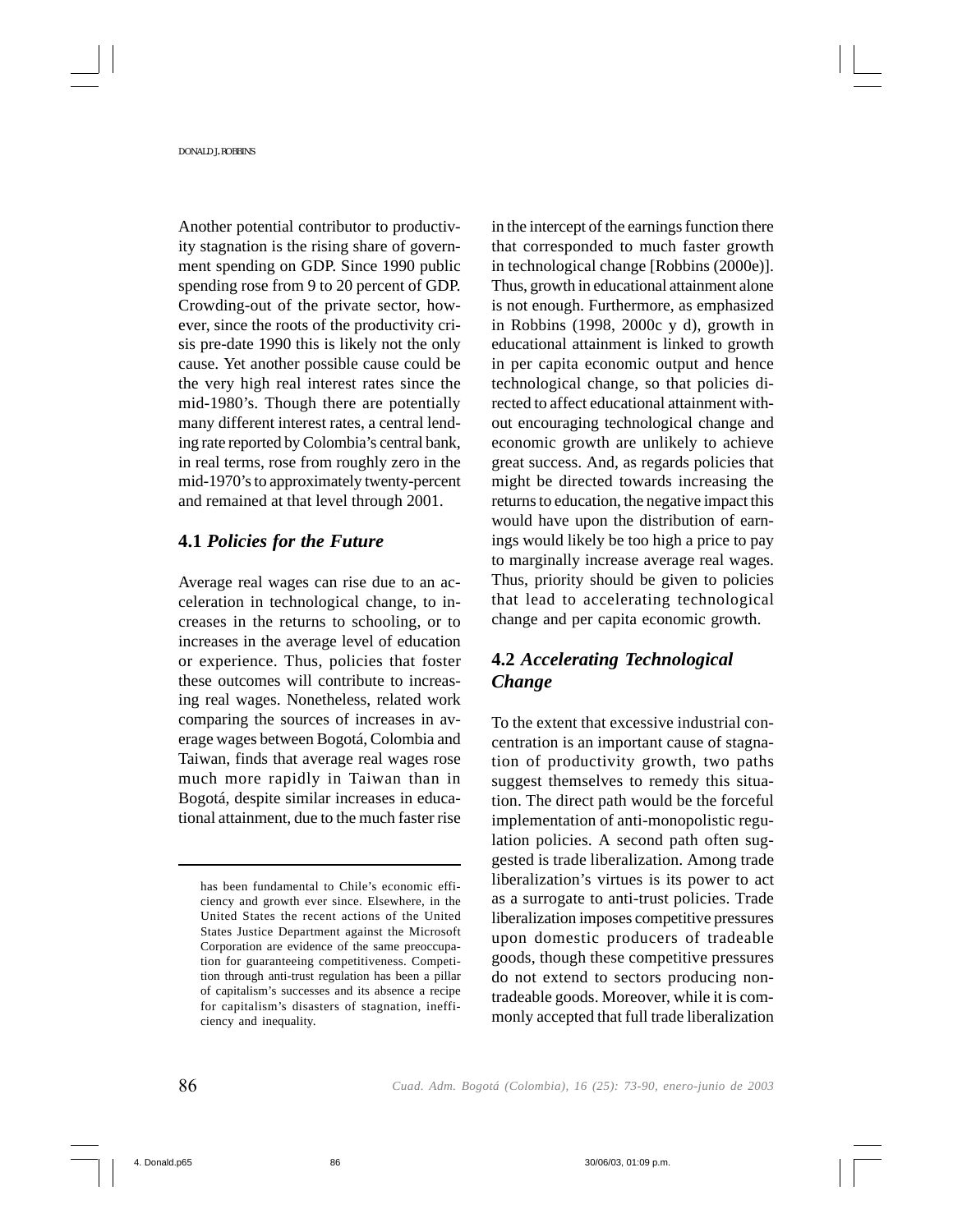Another potential contributor to productivity stagnation is the rising share of government spending on GDP. Since 1990 public spending rose from 9 to 20 percent of GDP. Crowding-out of the private sector, however, since the roots of the productivity crisis pre-date 1990 this is likely not the only cause. Yet another possible cause could be the very high real interest rates since the mid-1980's. Though there are potentially many different interest rates, a central lending rate reported by Colombia's central bank, in real terms, rose from roughly zero in the mid-1970's to approximately twenty-percent and remained at that level through 2001.

### 4.1 *Policies for the Future*

Average real wages can rise due to an acceleration in technological change, to increases in the returns to schooling, or to increases in the average level of education or experience. Thus, policies that foster these outcomes will contribute to increasing real wages. Nonetheless, related work comparing the sources of increases in average wages between Bogotá, Colombia and Taiwan, finds that average real wages rose much more rapidly in Taiwan than in Bogotá, despite similar increases in educational attainment, due to the much faster rise in the intercept of the earnings function there that corresponded to much faster growth in technological change [Robbins (2000e)]. Thus, growth in educational attainment alone is not enough. Furthermore, as emphasized in Robbins (1998, 2000c y d), growth in educational attainment is linked to growth in per capita economic output and hence technological change, so that policies directed to affect educational attainment without encouraging technological change and economic growth are unlikely to achieve great success. And, as regards policies that might be directed towards increasing the returns to education, the negative impact this would have upon the distribution of earnings would likely be too high a price to pay to marginally increase average real wages. Thus, priority should be given to policies that lead to accelerating technological change and per capita economic growth.

### 4.2 *Accelerating Technological Change*

To the extent that excessive industrial concentration is an important cause of stagnation of productivity growth, two paths suggest themselves to remedy this situation. The direct path would be the forceful implementation of anti-monopolistic regulation policies. A second path often suggested is trade liberalization. Among trade liberalization's virtues is its power to act as a surrogate to anti-trust policies. Trade liberalization imposes competitive pressures upon domestic producers of tradeable goods, though these competitive pressures do not extend to sectors producing non-tradeable goods. Moreover, while it is commonly accepted that full trade liberalization

---

has been fundamental to Chile's economic efficiency and growth ever since. Elsewhere, in the United States the recent actions of the United States Justice Department against the Microsoft Corporation are evidence of the same preoccupation for guaranteeing competitiveness. Competition through anti-trust regulation has been a pillar of capitalism's successes and its absence a recipe for capitalism's disasters of stagnation, inefficiency and inequality.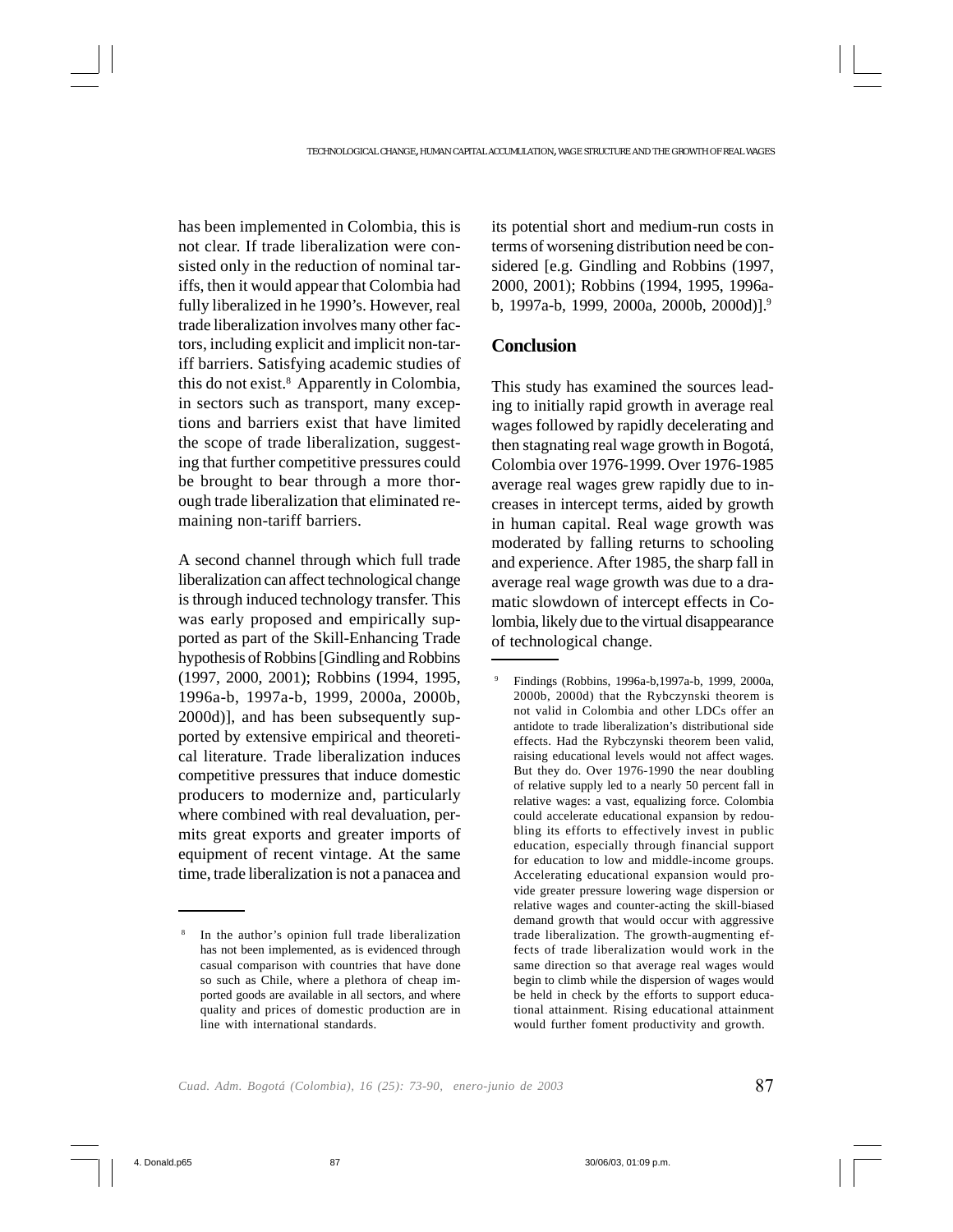has been implemented in Colombia, this is not clear. If trade liberalization were consisted only in the reduction of nominal tariffs, then it would appear that Colombia had fully liberalized in he 1990's. However, real trade liberalization involves many other factors, including explicit and implicit non-tariff barriers. Satisfying academic studies of this do not exist.[8] Apparently in Colombia, in sectors such as transport, many exceptions and barriers exist that have limited the scope of trade liberalization, suggesting that further competitive pressures could be brought to bear through a more thorough trade liberalization that eliminated remaining non-tariff barriers.

A second channel through which full trade liberalization can affect technological change is through induced technology transfer. This was early proposed and empirically supported as part of the Skill-Enhancing Trade hypothesis of Robbins [Gindling and Robbins (1997, 2000, 2001); Robbins (1994, 1995, 1996a-b, 1997a-b, 1999, 2000a, 2000b, 2000d)], and has been subsequently supported by extensive empirical and theoretical literature. Trade liberalization induces competitive pressures that induce domestic producers to modernize and, particularly where combined with real devaluation, permits great exports and greater imports of equipment of recent vintage. At the same time, trade liberalization is not a panacea and its potential short and medium-run costs in terms of worsening distribution need be considered [e.g. Gindling and Robbins (1997, 2000, 2001); Robbins (1994, 1995, 1996a-b, 1997a-b, 1999, 2000a, 2000b, 2000d)].[9]

## Conclusion

This study has examined the sources leading to initially rapid growth in average real wages followed by rapidly decelerating and then stagnating real wage growth in Bogotá, Colombia over 1976-1999. Over 1976-1985 average real wages grew rapidly due to increases in intercept terms, aided by growth in human capital. Real wage growth was moderated by falling returns to schooling and experience. After 1985, the sharp fall in average real wage growth was due to a dramatic slowdown of intercept effects in Colombia, likely due to the virtual disappearance of technological change.

---

[8] In the author's opinion full trade liberalization has not been implemented, as is evidenced through casual comparison with countries that have done so such as Chile, where a plethora of cheap imported goods are available in all sectors, and where quality and prices of domestic production are in line with international standards.

[9] Findings (Robbins, 1996a-b,1997a-b, 1999, 2000a, 2000b, 2000d) that the Rybczynski theorem is not valid in Colombia and other LDCs offer an antidote to trade liberalization's distributional side effects. Had the Rybczynski theorem been valid, raising educational levels would not affect wages. But they do. Over 1976-1990 the near doubling of relative supply led to a nearly 50 percent fall in relative wages: a vast, equalizing force. Colombia could accelerate educational expansion by redoubling its efforts to effectively invest in public education, especially through financial support for education to low and middle-income groups. Accelerating educational expansion would provide greater pressure lowering wage dispersion or relative wages and counter-acting the skill-biased demand growth that would occur with aggressive trade liberalization. The growth-augmenting effects of trade liberalization would work in the same direction so that average real wages would begin to climb while the dispersion of wages would be held in check by the efforts to support educational attainment. Rising educational attainment would further foment productivity and growth.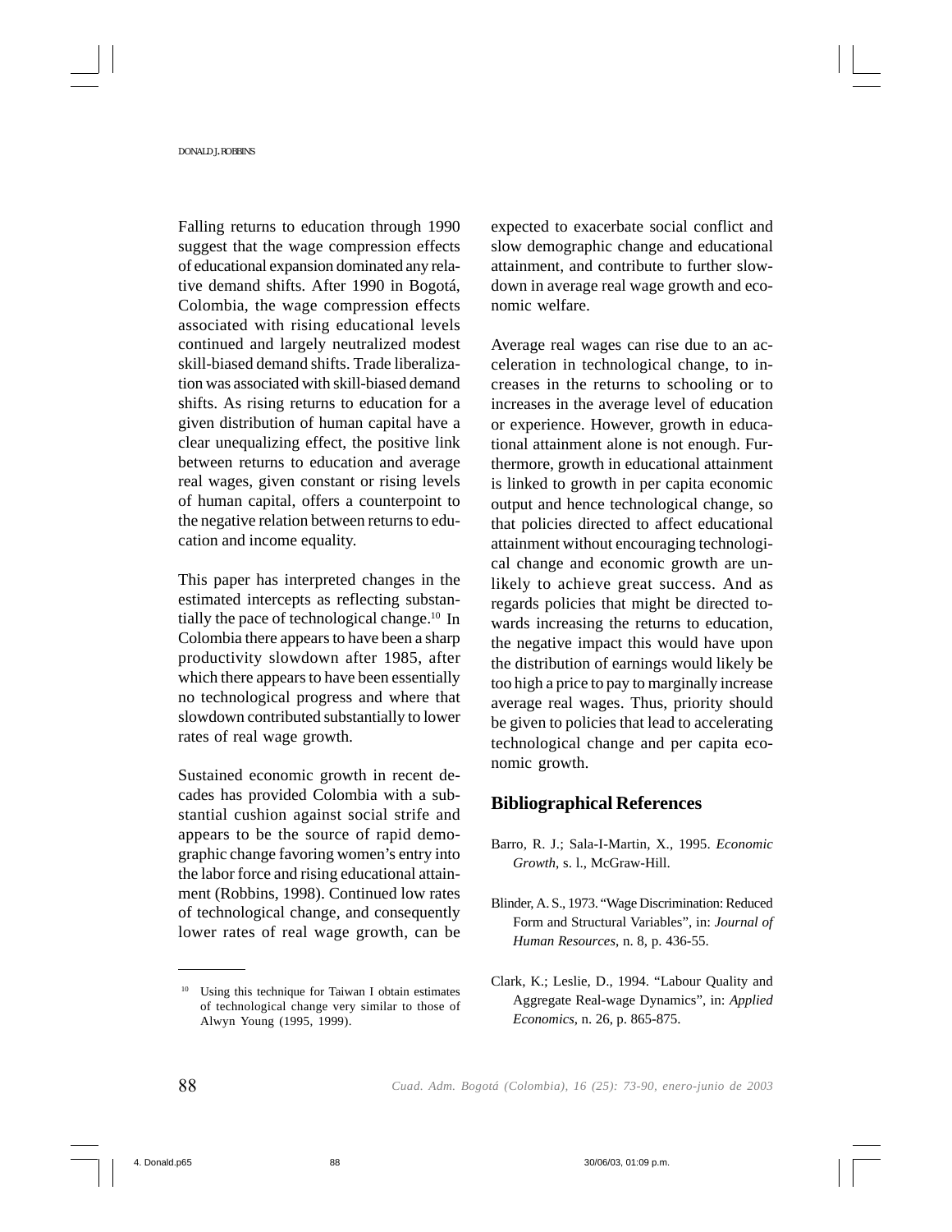Falling returns to education through 1990 suggest that the wage compression effects of educational expansion dominated any relative demand shifts. After 1990 in Bogotá, Colombia, the wage compression effects associated with rising educational levels continued and largely neutralized modest skill-biased demand shifts. Trade liberalization was associated with skill-biased demand shifts. As rising returns to education for a given distribution of human capital have a clear unequalizing effect, the positive link between returns to education and average real wages, given constant or rising levels of human capital, offers a counterpoint to the negative relation between returns to education and income equality.

This paper has interpreted changes in the estimated intercepts as reflecting substantially the pace of technological change.[10] In Colombia there appears to have been a sharp productivity slowdown after 1985, after which there appears to have been essentially no technological progress and where that slowdown contributed substantially to lower rates of real wage growth.

Sustained economic growth in recent decades has provided Colombia with a substantial cushion against social strife and appears to be the source of rapid demographic change favoring women's entry into the labor force and rising educational attainment (Robbins, 1998). Continued low rates of technological change, and consequently lower rates of real wage growth, can be expected to exacerbate social conflict and slow demographic change and educational attainment, and contribute to further slowdown in average real wage growth and economic welfare.

Average real wages can rise due to an acceleration in technological change, to increases in the returns to schooling or to increases in the average level of education or experience. However, growth in educational attainment alone is not enough. Furthermore, growth in educational attainment is linked to growth in per capita economic output and hence technological change, so that policies directed to affect educational attainment without encouraging technological change and economic growth are unlikely to achieve great success. And as regards policies that might be directed towards increasing the returns to education, the negative impact this would have upon the distribution of earnings would likely be too high a price to pay to marginally increase average real wages. Thus, priority should be given to policies that lead to accelerating technological change and per capita economic growth.

[10] Using this technique for Taiwan I obtain estimates of technological change very similar to those of Alwyn Young (1995, 1999).

## Bibliographical References

Barro, R. J.; Sala-I-Martin, X., 1995. *Economic Growth*, s. l., McGraw-Hill.

Blinder, A. S., 1973. "Wage Discrimination: Reduced Form and Structural Variables", in: *Journal of Human Resources*, n. 8, p. 436-55.

Clark, K.; Leslie, D., 1994. "Labour Quality and Aggregate Real-wage Dynamics", in: *Applied Economics*, n. 26, p. 865-875.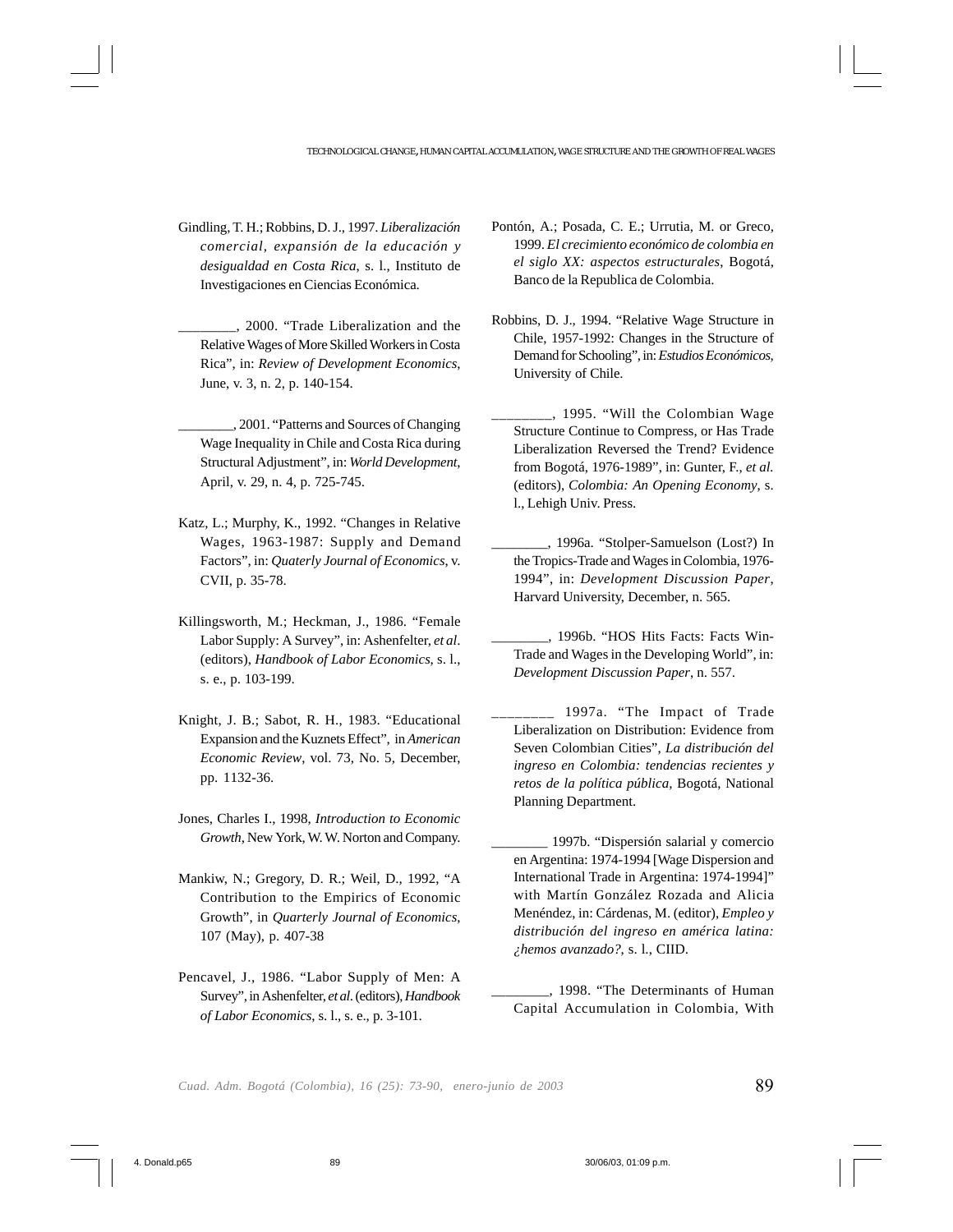Gindling, T. H.; Robbins, D. J., 1997. *Liberalización comercial, expansión de la educación y desigualdad en Costa Rica*, s. l., Instituto de Investigaciones en Ciencias Económica.

________, 2000. “Trade Liberalization and the Relative Wages of More Skilled Workers in Costa Rica”, in: *Review of Development Economics*, June, v. 3, n. 2, p. 140-154.

________, 2001. “Patterns and Sources of Changing Wage Inequality in Chile and Costa Rica during Structural Adjustment”, in: *World Development*, April, v. 29, n. 4, p. 725-745.

Katz, L.; Murphy, K., 1992. “Changes in Relative Wages, 1963-1987: Supply and Demand Factors”, in: *Quaterly Journal of Economics*, v. CVII, p. 35-78.

Killingsworth, M.; Heckman, J., 1986. “Female Labor Supply: A Survey”, in: Ashenfelter, *et al*. (editors), *Handbook of Labor Economics*, s. l., s. e., p. 103-199.

Knight, J. B.; Sabot, R. H., 1983. “Educational Expansion and the Kuznets Effect”, in *American Economic Review*, vol. 73, No. 5, December, pp. 1132-36.

Jones, Charles I., 1998, *Introduction to Economic Growth*, New York, W. W. Norton and Company.

Mankiw, N.; Gregory, D. R.; Weil, D., 1992, “A Contribution to the Empirics of Economic Growth”, in *Quarterly Journal of Economics*, 107 (May), p. 407-38

Pencavel, J., 1986. “Labor Supply of Men: A Survey”, in Ashenfelter, *et al*. (editors), *Handbook of Labor Economics*, s. l., s. e., p. 3-101.

Pontón, A.; Posada, C. E.; Urrutia, M. or Greco, 1999. *El crecimiento económico de colombia en el siglo XX: aspectos estructurales*, Bogotá, Banco de la Republica de Colombia.

Robbins, D. J., 1994. “Relative Wage Structure in Chile, 1957-1992: Changes in the Structure of Demand for Schooling”, in: *Estudios Económicos*, University of Chile.

________, 1995. “Will the Colombian Wage Structure Continue to Compress, or Has Trade Liberalization Reversed the Trend? Evidence from Bogotá, 1976-1989”, in: Gunter, F., *et al.* (editors), *Colombia: An Opening Economy*, s. l., Lehigh Univ. Press.

________, 1996a. “Stolper-Samuelson (Lost?) In the Tropics-Trade and Wages in Colombia, 1976-1994”, in: *Development Discussion Paper*, Harvard University, December, n. 565.

________, 1996b. “HOS Hits Facts: Facts Win-Trade and Wages in the Developing World”, in: *Development Discussion Paper*, n. 557.

________ 1997a. “The Impact of Trade Liberalization on Distribution: Evidence from Seven Colombian Cities”, *La distribución del ingreso en Colombia: tendencias recientes y retos de la política pública*, Bogotá, National Planning Department.

________ 1997b. “Dispersión salarial y comercio en Argentina: 1974-1994 [Wage Dispersion and International Trade in Argentina: 1974-1994]” with Martín González Rozada and Alicia Menéndez, in: Cárdenas, M. (editor), *Empleo y distribución del ingreso en américa latina: ¿hemos avanzado?*, s. l., CIID.

________, 1998. “The Determinants of Human Capital Accumulation in Colombia, With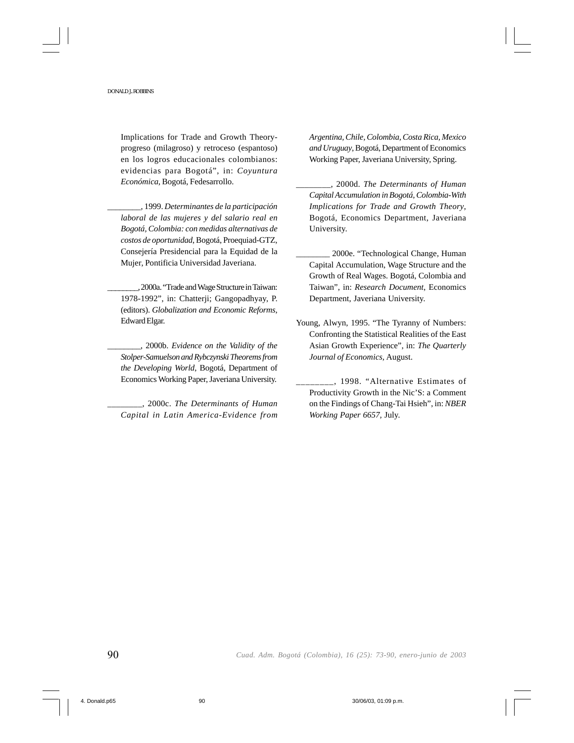Implications for Trade and Growth Theory-progreso (milagroso) y retroceso (espantoso) en los logros educacionales colombianos: evidencias para Bogotá", in: *Coyuntura Económica*, Bogotá, Fedesarrollo.

________, 1999. *Determinantes de la participación laboral de las mujeres y del salario real en Bogotá, Colombia: con medidas alternativas de costos de oportunidad*, Bogotá, Proequiad-GTZ, Consejería Presidencial para la Equidad de la Mujer, Pontificia Universidad Javeriana.

________, 2000a. "Trade and Wage Structure in Taiwan: 1978-1992", in: Chatterji; Gangopadhyay, P. (editors). *Globalization and Economic Reforms*, Edward Elgar.

________, 2000b. *Evidence on the Validity of the Stolper-Samuelson and Rybczynski Theorems from the Developing World*, Bogotá, Department of Economics Working Paper, Javeriana University.

________, 2000c. *The Determinants of Human Capital in Latin America-Evidence from Argentina, Chile, Colombia, Costa Rica, Mexico and Uruguay*, Bogotá, Department of Economics Working Paper, Javeriana University, Spring.

________, 2000d. *The Determinants of Human Capital Accumulation in Bogotá, Colombia-With Implications for Trade and Growth Theory*, Bogotá, Economics Department, Javeriana University.

________ 2000e. "Technological Change, Human Capital Accumulation, Wage Structure and the Growth of Real Wages. Bogotá, Colombia and Taiwan", in: *Research Document*, Economics Department, Javeriana University.

Young, Alwyn, 1995. "The Tyranny of Numbers: Confronting the Statistical Realities of the East Asian Growth Experience", in: *The Quarterly Journal of Economics*, August.

________, 1998. "Alternative Estimates of Productivity Growth in the Nic'S: a Comment on the Findings of Chang-Tai Hsieh", in: *NBER Working Paper 6657*, July.